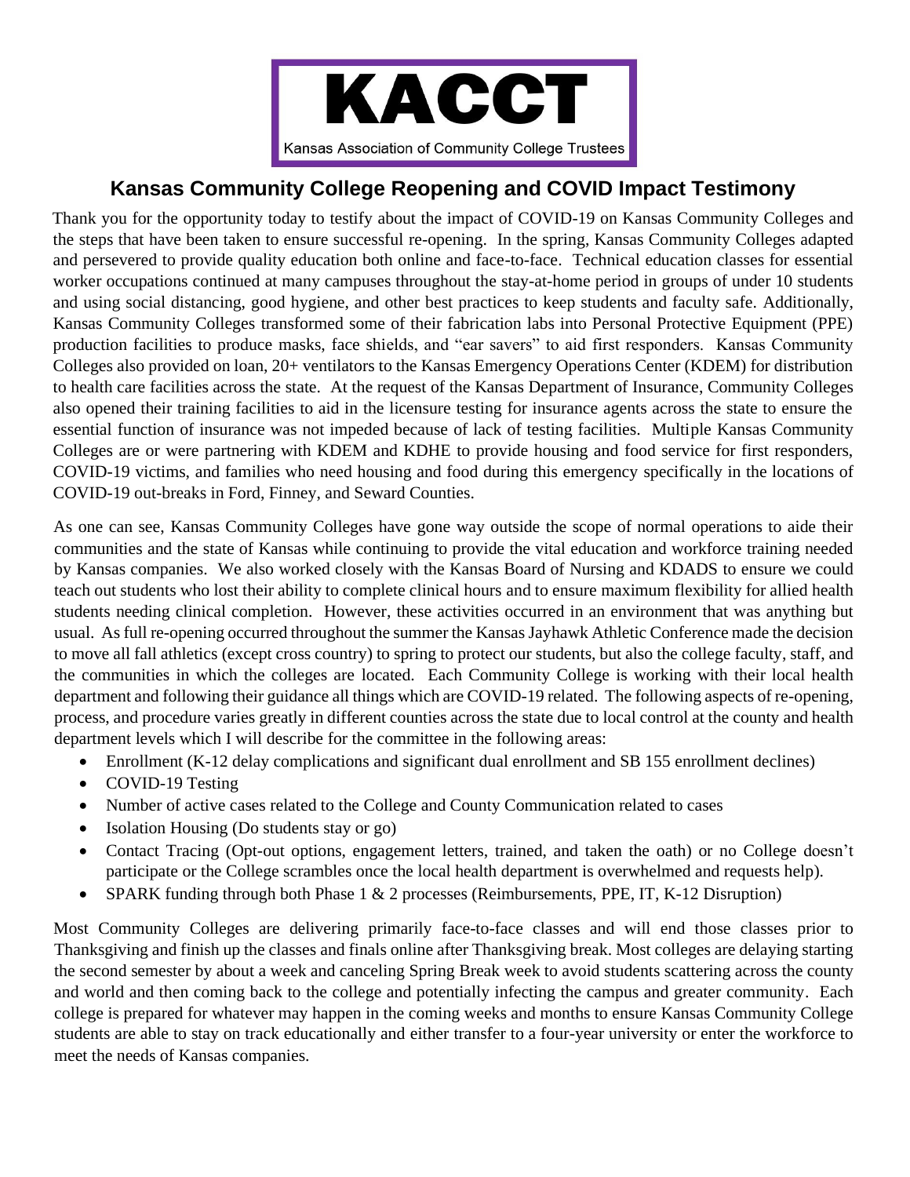# KACCT

Kansas Association of Community College Trustees

## Kansas Community College Reopening and COVID Impact Testimony

Thank you for the opportunity today to testify about the impact of COVID-19 on Kansas Community Colleges and the steps that have been taken to ensure successful re-opening. In the spring, Kansas Community Colleges adapted and persevered to provide quality education both online and face-to-face. Technical education classes for essential worker occupations continued at many campuses throughout the stay-at-home period in groups of under 10 students and using social distancing, good hygiene, and other best practices to keep students and faculty safe. Additionally, Kansas Community Colleges transformed some of their fabrication labs into Personal Protective Equipment (PPE) production facilities to produce masks, face shields, and "ear savers" to aid first responders. Kansas Community Colleges also provided on loan, 20+ ventilators to the Kansas Emergency Operations Center (KDEM) for distribution to health care facilities across the state. At the request of the Kansas Department of Insurance, Community Colleges also opened their training facilities to aid in the licensure testing for insurance agents across the state to ensure the essential function of insurance was not impeded because of lack of testing facilities. Multiple Kansas Community Colleges are or were partnering with KDEM and KDHE to provide housing and food service for first responders, COVID-19 victims, and families who need housing and food during this emergency specifically in the locations of COVID-19 out-breaks in Ford, Finney, and Seward Counties.

As one can see, Kansas Community Colleges have gone way outside the scope of normal operations to aide their communities and the state of Kansas while continuing to provide the vital education and workforce training needed by Kansas companies. We also worked closely with the Kansas Board of Nursing and KDADS to ensure we could teach out students who lost their ability to complete clinical hours and to ensure maximum flexibility for allied health students needing clinical completion. However, these activities occurred in an environment that was anything but usual. As full re-opening occurred throughout the summer the Kansas Jayhawk Athletic Conference made the decision to move all fall athletics (except cross country) to spring to protect our students, but also the college faculty, staff, and the communities in which the colleges are located. Each Community College is working with their local health department and following their guidance all things which are COVID-19 related. The following aspects of re-opening, process, and procedure varies greatly in different counties across the state due to local control at the county and health department levels which I will describe for the committee in the following areas:

- Enrollment (K-12 delay complications and significant dual enrollment and SB 155 enrollment declines)
- COVID-19 Testing
- Number of active cases related to the College and County Communication related to cases
- Isolation Housing (Do students stay or go)
- Contact Tracing (Opt-out options, engagement letters, trained, and taken the oath) or no College doesn't participate or the College scrambles once the local health department is overwhelmed and requests help).
- SPARK funding through both Phase 1 & 2 processes (Reimbursements, PPE, IT, K-12 Disruption)

Most Community Colleges are delivering primarily face-to-face classes and will end those classes prior to Thanksgiving and finish up the classes and finals online after Thanksgiving break. Most colleges are delaying starting the second semester by about a week and canceling Spring Break week to avoid students scattering across the county and world and then coming back to the college and potentially infecting the campus and greater community. Each college is prepared for whatever may happen in the coming weeks and months to ensure Kansas Community College students are able to stay on track educationally and either transfer to a four-year university or enter the workforce to meet the needs of Kansas companies.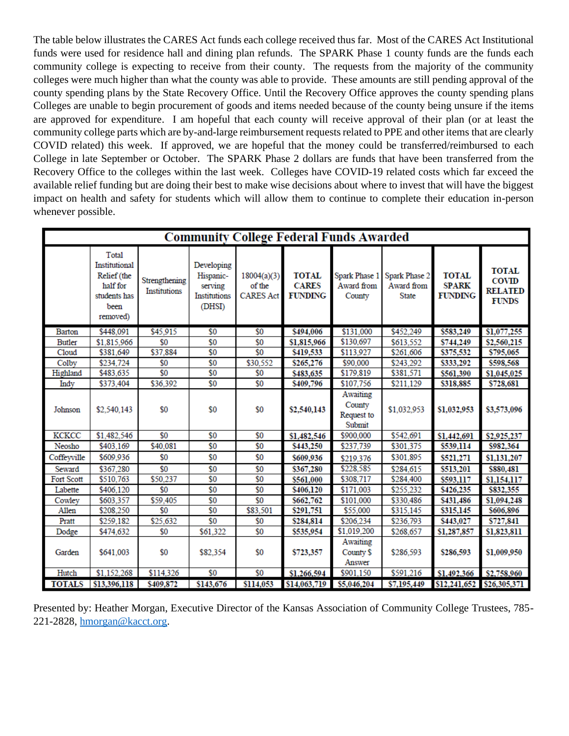The table below illustrates the CARES Act funds each college received thus far. Most of the CARES Act Institutional funds were used for residence hall and dining plan refunds. The SPARK Phase 1 county funds are the funds each community college is expecting to receive from their county. The requests from the majority of the community colleges were much higher than what the county was able to provide. These amounts are still pending approval of the county spending plans by the State Recovery Office. Until the Recovery Office approves the county spending plans Colleges are unable to begin procurement of goods and items needed because of the county being unsure if the items are approved for expenditure. I am hopeful that each county will receive approval of their plan (or at least the community college parts which are by-and-large reimbursement requests related to PPE and other items that are clearly COVID related) this week. If approved, we are hopeful that the money could be transferred/reimbursed to each College in late September or October. The SPARK Phase 2 dollars are funds that have been transferred from the Recovery Office to the colleges within the last week. Colleges have COVID-19 related costs which far exceed the available relief funding but are doing their best to make wise decisions about where to invest that will have the biggest impact on health and safety for students which will allow them to continue to complete their education in-person whenever possible.

| Community College Federal Funds Awarded | | | | | | | | | |
|---|---|---|---|---|---|---|---|---|---|
| | Total Institutional Relief (the half for students has been removed) | Strengthening Institutions | Developing Hispanic-serving Institutions (DHSI) | 18004(a)(3) of the CARES Act | **TOTAL CARES FUNDING** | Spark Phase 1 Award from County | Spark Phase 2 Award from State | **TOTAL SPARK FUNDING** | **TOTAL COVID RELATED FUNDS** |
| Barton | $448,091 | $45,915 | $0 | $0 | **$494,006** | $131,000 | $452,249 | **$583,249** | **$1,077,255** |
| Butler | $1,815,966 | $0 | $0 | $0 | **$1,815,966** | $130,697 | $613,552 | **$744,249** | **$2,560,215** |
| Cloud | $381,649 | $37,884 | $0 | $0 | **$419,533** | $113,927 | $261,606 | **$375,532** | **$795,065** |
| Colby | $234,724 | $0 | $0 | $30,552 | **$265,276** | $90,000 | $243,292 | **$333,292** | **$598,568** |
| Highland | $483,635 | $0 | $0 | $0 | **$483,635** | $179,819 | $381,571 | **$561,390** | **$1,045,025** |
| Indy | $373,404 | $36,392 | $0 | $0 | **$409,796** | $107,756 | $211,129 | **$318,885** | **$728,681** |
| Johnson | $2,540,143 | $0 | $0 | $0 | **$2,540,143** | Awaiting County Request to Submit | $1,032,953 | **$1,032,953** | **$3,573,096** |
| KCKCC | $1,482,546 | $0 | $0 | $0 | **$1,482,546** | $900,000 | $542,691 | **$1,442,691** | **$2,925,237** |
| Neosho | $403,169 | $40,081 | $0 | $0 | **$443,250** | $237,739 | $301,375 | **$539,114** | **$982,364** |
| Coffeyville | $609,936 | $0 | $0 | $0 | **$609,936** | $219,376 | $301,895 | **$521,271** | **$1,131,207** |
| Seward | $367,280 | $0 | $0 | $0 | **$367,280** | $228,585 | $284,615 | **$513,201** | **$880,481** |
| Fort Scott | $510,763 | $50,237 | $0 | $0 | **$561,000** | $308,717 | $284,400 | **$593,117** | **$1,154,117** |
| Labette | $406,120 | $0 | $0 | $0 | **$406,120** | $171,003 | $255,232 | **$426,235** | **$832,355** |
| Cowley | $603,357 | $59,405 | $0 | $0 | **$662,762** | $101,000 | $330,486 | **$431,486** | **$1,094,248** |
| Allen | $208,250 | $0 | $0 | $83,501 | **$291,751** | $55,000 | $315,145 | **$315,145** | **$606,896** |
| Pratt | $259,182 | $25,632 | $0 | $0 | **$284,814** | $206,234 | $236,793 | **$443,027** | **$727,841** |
| Dodge | $474,632 | $0 | $61,322 | $0 | **$535,954** | $1,019,200 | $268,657 | **$1,287,857** | **$1,823,811** |
| Garden | $641,003 | $0 | $82,354 | $0 | **$723,357** | Awaiting County $ Answer | $286,593 | **$286,593** | **$1,009,950** |
| Hutch | $1,152,268 | $114,326 | $0 | $0 | **$1,266,594** | $901,150 | $591,216 | **$1,492,366** | **$2,758,960** |
| **TOTALS** | **$13,396,118** | **$409,872** | **$143,676** | **$114,053** | **$14,063,719** | **$5,046,204** | **$7,195,449** | **$12,241,652** | **$26,305,371** |

Presented by: Heather Morgan, Executive Director of the Kansas Association of Community College Trustees, 785-221-2828, hmorgan@kacct.org.